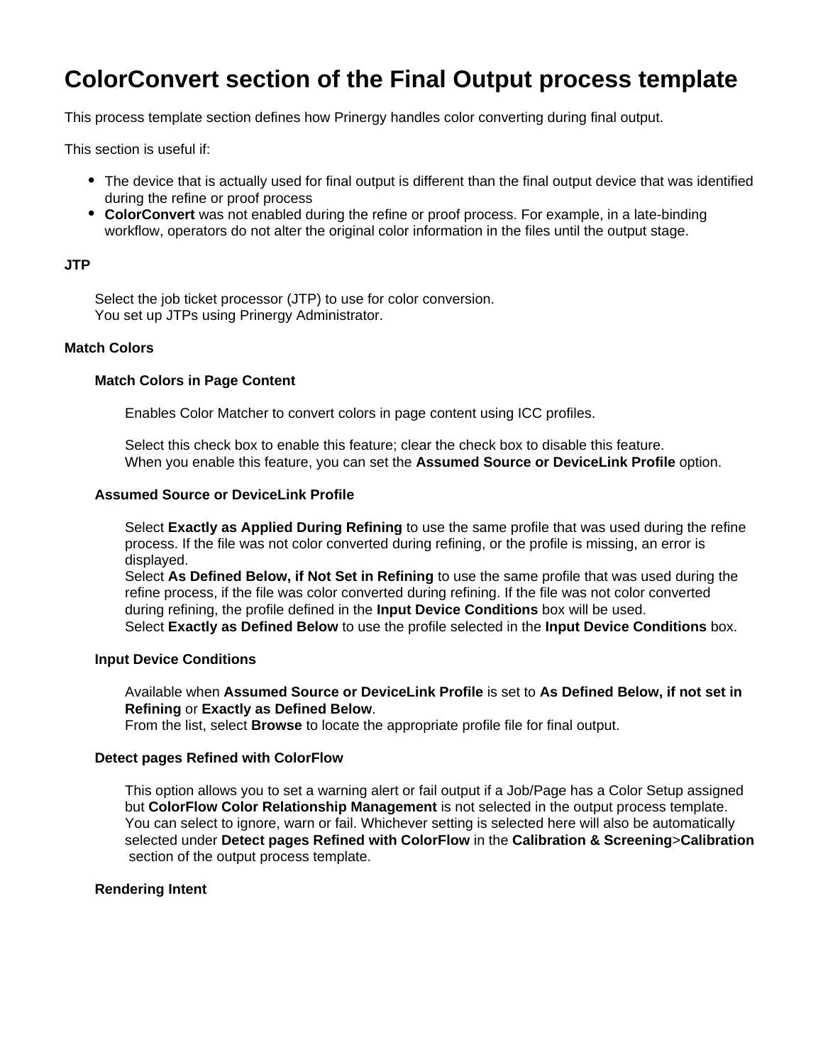# ColorConvert section of the Final Output process template

This process template section defines how Prinergy handles color converting during final output.

This section is useful if:

- The device that is actually used for final output is different than the final output device that was identified during the refine or proof process
- **ColorConvert** was not enabled during the refine or proof process. For example, in a late-binding workflow, operators do not alter the original color information in the files until the output stage.

### JTP

Select the job ticket processor (JTP) to use for color conversion.
You set up JTPs using Prinergy Administrator.

### Match Colors

#### Match Colors in Page Content

Enables Color Matcher to convert colors in page content using ICC profiles.

Select this check box to enable this feature; clear the check box to disable this feature.
When you enable this feature, you can set the **Assumed Source or DeviceLink Profile** option.

#### Assumed Source or DeviceLink Profile

Select **Exactly as Applied During Refining** to use the same profile that was used during the refine process. If the file was not color converted during refining, or the profile is missing, an error is displayed.
Select **As Defined Below, if Not Set in Refining** to use the same profile that was used during the refine process, if the file was color converted during refining. If the file was not color converted during refining, the profile defined in the **Input Device Conditions** box will be used.
Select **Exactly as Defined Below** to use the profile selected in the **Input Device Conditions** box.

#### Input Device Conditions

Available when **Assumed Source or DeviceLink Profile** is set to **As Defined Below, if not set in Refining** or **Exactly as Defined Below**.
From the list, select **Browse** to locate the appropriate profile file for final output.

#### Detect pages Refined with ColorFlow

This option allows you to set a warning alert or fail output if a Job/Page has a Color Setup assigned but **ColorFlow Color Relationship Management** is not selected in the output process template. You can select to ignore, warn or fail. Whichever setting is selected here will also be automatically selected under **Detect pages Refined with ColorFlow** in the **Calibration & Screening**>**Calibration** section of the output process template.

#### Rendering Intent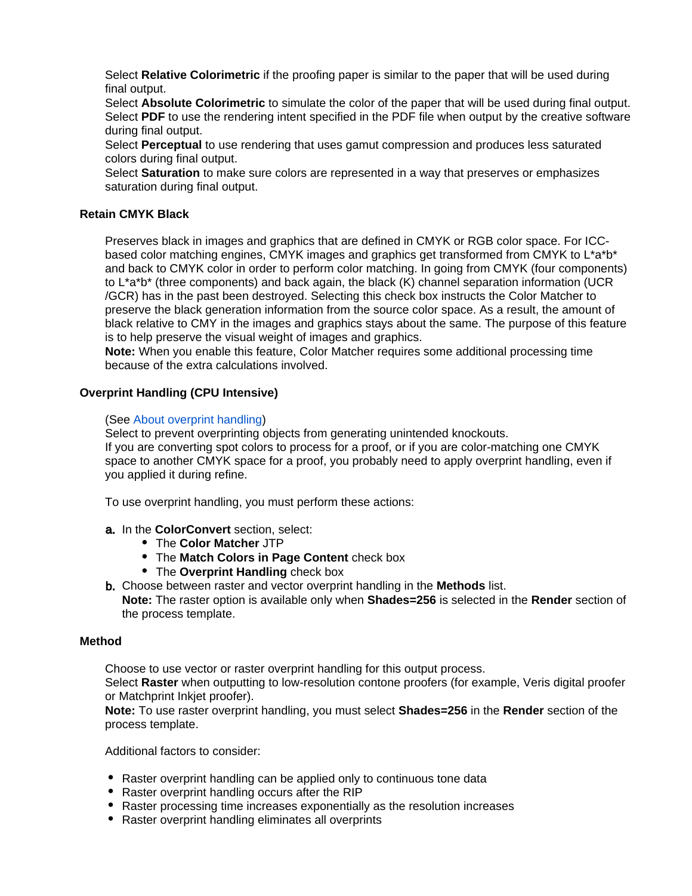Select **Relative Colorimetric** if the proofing paper is similar to the paper that will be used during final output.
Select **Absolute Colorimetric** to simulate the color of the paper that will be used during final output.
Select **PDF** to use the rendering intent specified in the PDF file when output by the creative software during final output.
Select **Perceptual** to use rendering that uses gamut compression and produces less saturated colors during final output.
Select **Saturation** to make sure colors are represented in a way that preserves or emphasizes saturation during final output.

**Retain CMYK Black**

Preserves black in images and graphics that are defined in CMYK or RGB color space. For ICC-based color matching engines, CMYK images and graphics get transformed from CMYK to L*a*b* and back to CMYK color in order to perform color matching. In going from CMYK (four components) to L*a*b* (three components) and back again, the black (K) channel separation information (UCR /GCR) has in the past been destroyed. Selecting this check box instructs the Color Matcher to preserve the black generation information from the source color space. As a result, the amount of black relative to CMY in the images and graphics stays about the same. The purpose of this feature is to help preserve the visual weight of images and graphics.
**Note:** When you enable this feature, Color Matcher requires some additional processing time because of the extra calculations involved.

**Overprint Handling (CPU Intensive)**

(See About overprint handling)
Select to prevent overprinting objects from generating unintended knockouts.
If you are converting spot colors to process for a proof, or if you are color-matching one CMYK space to another CMYK space for a proof, you probably need to apply overprint handling, even if you applied it during refine.

To use overprint handling, you must perform these actions:

a. In the **ColorConvert** section, select:
    - The **Color Matcher** JTP
    - The **Match Colors in Page Content** check box
    - The **Overprint Handling** check box
b. Choose between raster and vector overprint handling in the **Methods** list.
   **Note:** The raster option is available only when **Shades=256** is selected in the **Render** section of the process template.

**Method**

Choose to use vector or raster overprint handling for this output process.
Select **Raster** when outputting to low-resolution contone proofers (for example, Veris digital proofer or Matchprint Inkjet proofer).
**Note:** To use raster overprint handling, you must select **Shades=256** in the **Render** section of the process template.

Additional factors to consider:

- Raster overprint handling can be applied only to continuous tone data
- Raster overprint handling occurs after the RIP
- Raster processing time increases exponentially as the resolution increases
- Raster overprint handling eliminates all overprints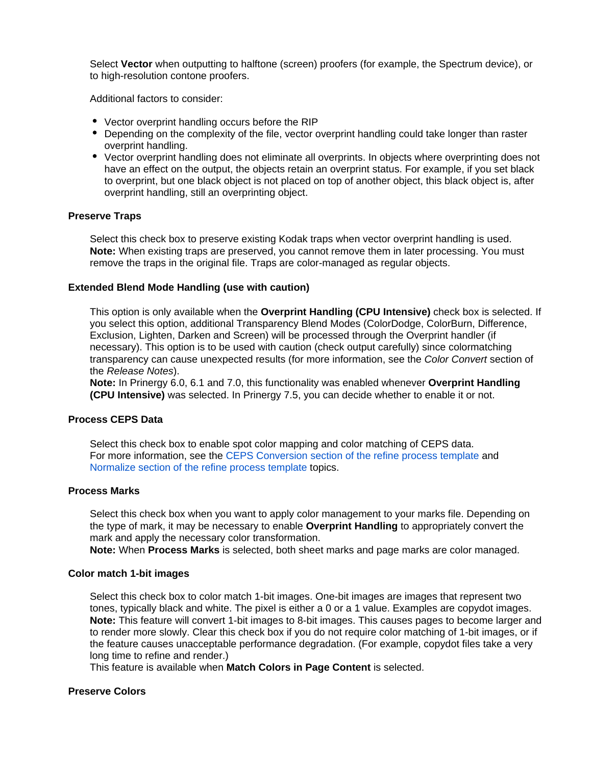Select **Vector** when outputting to halftone (screen) proofers (for example, the Spectrum device), or to high-resolution contone proofers.

Additional factors to consider:

- Vector overprint handling occurs before the RIP
- Depending on the complexity of the file, vector overprint handling could take longer than raster overprint handling.
- Vector overprint handling does not eliminate all overprints. In objects where overprinting does not have an effect on the output, the objects retain an overprint status. For example, if you set black to overprint, but one black object is not placed on top of another object, this black object is, after overprint handling, still an overprinting object.

#### Preserve Traps

Select this check box to preserve existing Kodak traps when vector overprint handling is used.
**Note:** When existing traps are preserved, you cannot remove them in later processing. You must remove the traps in the original file. Traps are color-managed as regular objects.

#### Extended Blend Mode Handling (use with caution)

This option is only available when the **Overprint Handling (CPU Intensive)** check box is selected. If you select this option, additional Transparency Blend Modes (ColorDodge, ColorBurn, Difference, Exclusion, Lighten, Darken and Screen) will be processed through the Overprint handler (if necessary). This option is to be used with caution (check output carefully) since colormatching transparency can cause unexpected results (for more information, see the *Color Convert* section of the *Release Notes*).
**Note:** In Prinergy 6.0, 6.1 and 7.0, this functionality was enabled whenever **Overprint Handling (CPU Intensive)** was selected. In Prinergy 7.5, you can decide whether to enable it or not.

#### Process CEPS Data

Select this check box to enable spot color mapping and color matching of CEPS data.
For more information, see the CEPS Conversion section of the refine process template and Normalize section of the refine process template topics.

#### Process Marks

Select this check box when you want to apply color management to your marks file. Depending on the type of mark, it may be necessary to enable **Overprint Handling** to appropriately convert the mark and apply the necessary color transformation.
**Note:** When **Process Marks** is selected, both sheet marks and page marks are color managed.

#### Color match 1-bit images

Select this check box to color match 1-bit images. One-bit images are images that represent two tones, typically black and white. The pixel is either a 0 or a 1 value. Examples are copydot images.
**Note:** This feature will convert 1-bit images to 8-bit images. This causes pages to become larger and to render more slowly. Clear this check box if you do not require color matching of 1-bit images, or if the feature causes unacceptable performance degradation. (For example, copydot files take a very long time to refine and render.)
This feature is available when **Match Colors in Page Content** is selected.

#### Preserve Colors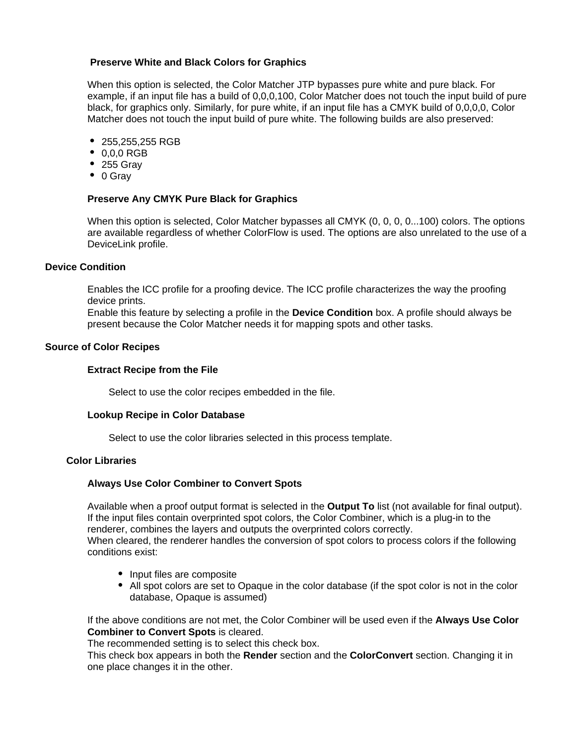#### Preserve White and Black Colors for Graphics

When this option is selected, the Color Matcher JTP bypasses pure white and pure black. For example, if an input file has a build of 0,0,0,100, Color Matcher does not touch the input build of pure black, for graphics only. Similarly, for pure white, if an input file has a CMYK build of 0,0,0,0, Color Matcher does not touch the input build of pure white. The following builds are also preserved:

- 255,255,255 RGB
- 0,0,0 RGB
- 255 Gray
- 0 Gray

#### Preserve Any CMYK Pure Black for Graphics

When this option is selected, Color Matcher bypasses all CMYK (0, 0, 0, 0...100) colors. The options are available regardless of whether ColorFlow is used. The options are also unrelated to the use of a DeviceLink profile.

## Device Condition

Enables the ICC profile for a proofing device. The ICC profile characterizes the way the proofing device prints.
Enable this feature by selecting a profile in the **Device Condition** box. A profile should always be present because the Color Matcher needs it for mapping spots and other tasks.

## Source of Color Recipes

#### Extract Recipe from the File

Select to use the color recipes embedded in the file.

#### Lookup Recipe in Color Database

Select to use the color libraries selected in this process template.

### Color Libraries

#### Always Use Color Combiner to Convert Spots

Available when a proof output format is selected in the **Output To** list (not available for final output). If the input files contain overprinted spot colors, the Color Combiner, which is a plug-in to the renderer, combines the layers and outputs the overprinted colors correctly.
When cleared, the renderer handles the conversion of spot colors to process colors if the following conditions exist:

- Input files are composite
- All spot colors are set to Opaque in the color database (if the spot color is not in the color database, Opaque is assumed)

If the above conditions are not met, the Color Combiner will be used even if the **Always Use Color Combiner to Convert Spots** is cleared.
The recommended setting is to select this check box.
This check box appears in both the **Render** section and the **ColorConvert** section. Changing it in one place changes it in the other.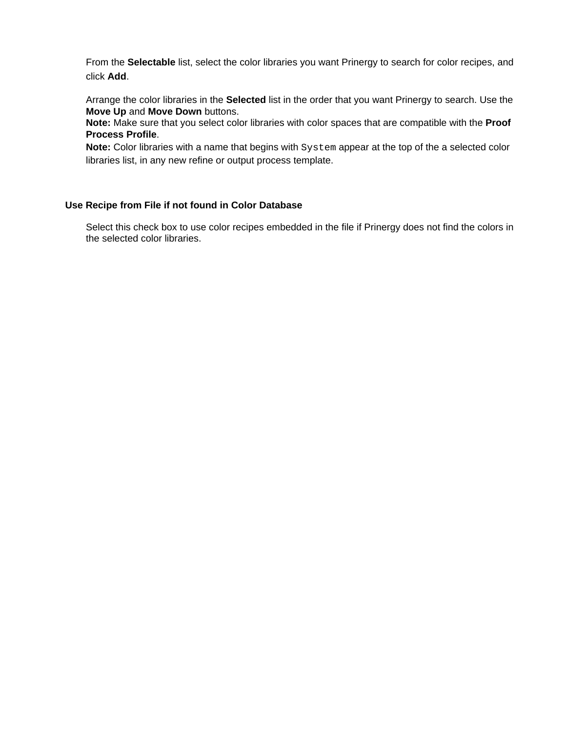From the **Selectable** list, select the color libraries you want Prinergy to search for color recipes, and click **Add**.

Arrange the color libraries in the **Selected** list in the order that you want Prinergy to search. Use the **Move Up** and **Move Down** buttons.
**Note:** Make sure that you select color libraries with color spaces that are compatible with the **Proof Process Profile**.
**Note:** Color libraries with a name that begins with `System` appear at the top of the a selected color libraries list, in any new refine or output process template.

**Use Recipe from File if not found in Color Database**

Select this check box to use color recipes embedded in the file if Prinergy does not find the colors in the selected color libraries.